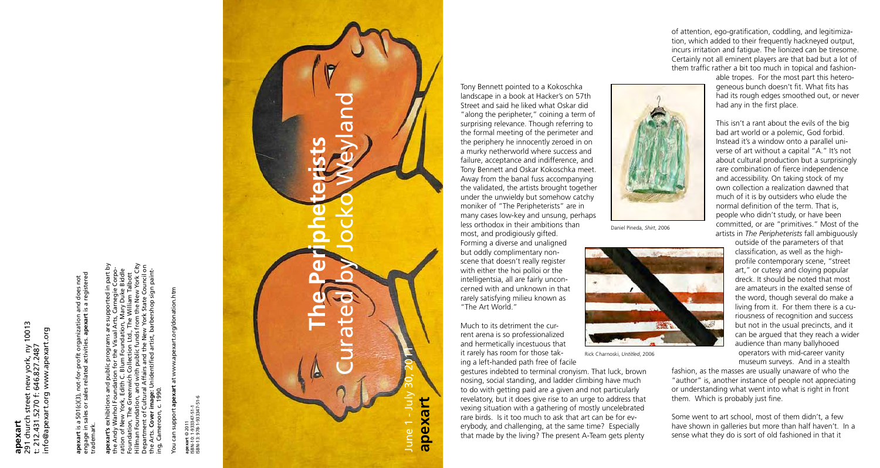**apexart**
291 church street new york, ny 10013
t: 212.431.5270 f: 646.827.2487
info@apexart.org www.apexart.org

**apexart** is a 501(c)(3), not-for-profit organization and does not engage in sales or sales related activities. **apexart** is a registered trademark.

**apexart's** exhibitions and public programs are supported in part by the Andy Warhol Foundation for the Visual Arts, Carnegie Corporation of New York, Edith C. Blum Foundation, Mary Duke Biddle Foundation, The Greenwich Collection Ltd., The William Talbott Hillman Foundation, and with public funds from the New York City Department of Cultural Affairs and the New York State Council on the Arts. **Cover image:** Unidentified artist, barbershop sign painting, Cameroon, c. 1990.

You can support **apexart** at www.apexart.org/donation.htm

**apexart** © 2011
ISBN-10: 1-933347-51-1
ISBN-13: 978-1-933347-51-6

# The Peripheterists

## Curated by Jocko Weyland

June 1 - July 30, 2011

**apexart**

Tony Bennett pointed to a Kokoschka landscape in a book at Hacker's on 57th Street and said he liked what Oskar did "along the peripheter," coining a term of surprising relevance. Though referring to the formal meeting of the perimeter and the periphery he innocently zeroed in on a murky netherworld where success and failure, acceptance and indifference, and Tony Bennett and Oskar Kokoschka meet. Away from the banal fuss accompanying the validated, the artists brought together under the unwieldy but somehow catchy moniker of "The Peripheterists" are in many cases low-key and unsung, perhaps less orthodox in their ambitions than most, and prodigiously gifted. Forming a diverse and unaligned but oddly complimentary non-scene that doesn't really register with either the hoi polloi or the intelligentsia, all are fairly unconcerned with and unknown in that rarely satisfying milieu known as "The Art World."

Much to its detriment the current arena is so professionalized and hermetically incestuous that it rarely has room for those taking a left-handed path free of facile gestures indebted to terminal cronyism. That luck, brown nosing, social standing, and ladder climbing have much to do with getting paid are a given and not particularly revelatory, but it does give rise to an urge to address that vexing situation with a gathering of mostly uncelebrated rare birds. Is it too much to ask that art can be for everybody, and challenging, at the same time? Especially that made by the living? The present A-Team gets plenty of attention, ego-gratification, coddling, and legitimization, which added to their frequently hackneyed output, incurs irritation and fatigue. The lionized can be tiresome. Certainly not all eminent players are that bad but a lot of them traffic rather a bit too much in topical and fashionable tropes. For the most part this heterogeneous bunch doesn't fit. What fits has had its rough edges smoothed out, or never had any in the first place.

Daniel Pineda, *Shirt*, 2006

Rick Charnoski, *Untitled*, 2006

This isn't a rant about the evils of the big bad art world or a polemic, God forbid. Instead it's a window onto a parallel universe of art without a capital "A." It's not about cultural production but a surprisingly rare combination of fierce independence and accessibility. On taking stock of my own collection a realization dawned that much of it is by outsiders who elude the normal definition of the term. That is, people who didn't study, or have been committed, or are "primitives." Most of the artists in *The Peripheterists* fall ambiguously outside of the parameters of that classification, as well as the high-profile contemporary scene, "street art," or cutesy and cloying popular dreck. It should be noted that most are amateurs in the exalted sense of the word, though several do make a living from it. For them there is a curiousness of recognition and success but not in the usual precincts, and it can be argued that they reach a wider audience than many ballyhooed operators with mid-career vanity museum surveys. And in a stealth fashion, as the masses are usually unaware of who the "author" is, another instance of people not appreciating or understanding what went into what is right in front them. Which is probably just fine.

Some went to art school, most of them didn't, a few have shown in galleries but more than half haven't. In a sense what they do is sort of old fashioned in that it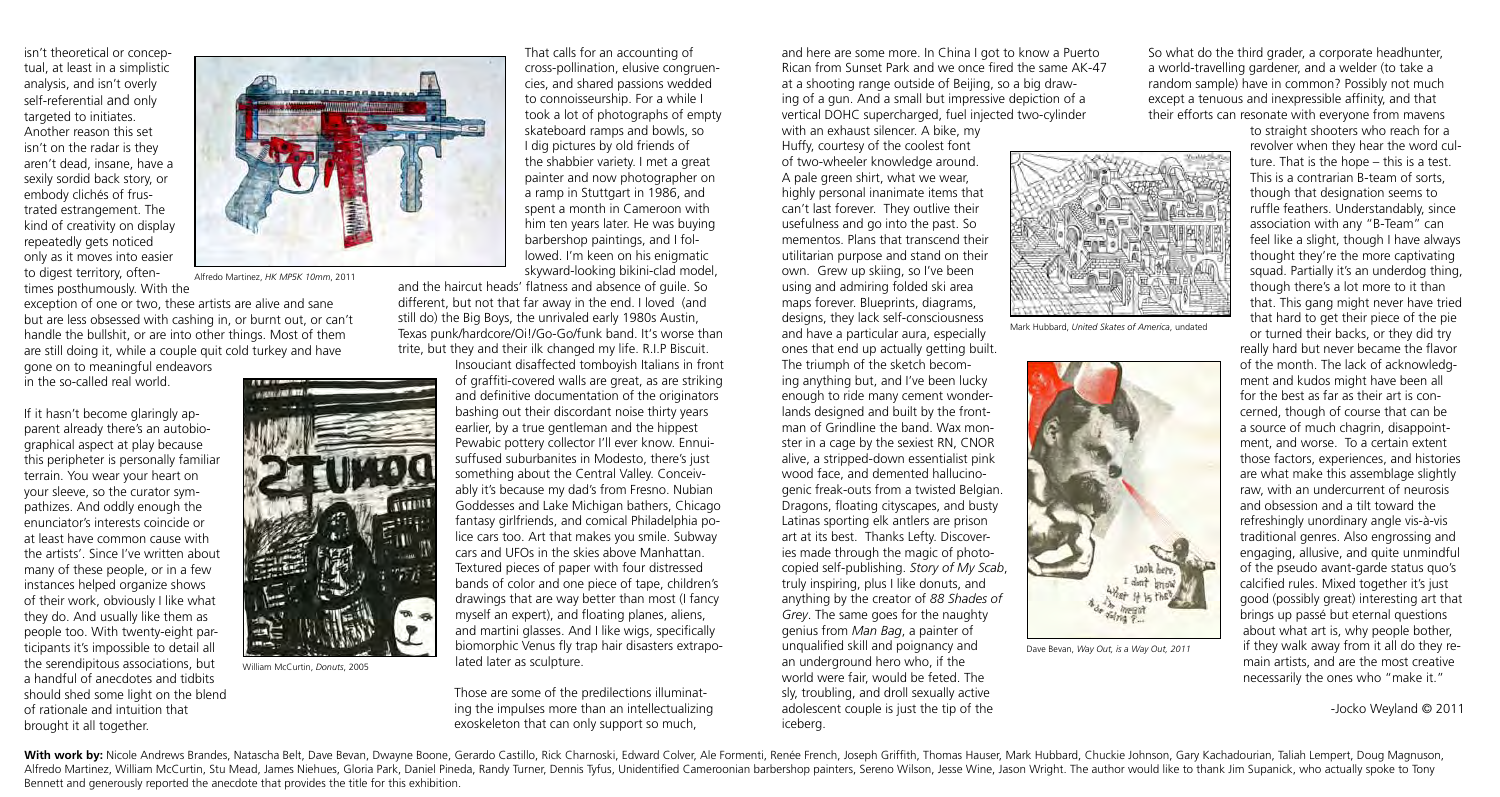isn't theoretical or conceptual, at least in a simplistic analysis, and isn't overly self-referential and only targeted to initiates. Another reason this set isn't on the radar is they aren't dead, insane, have a sexily sordid back story, or embody clichés of frustrated estrangement. The kind of creativity on display repeatedly gets noticed only as it moves into easier to digest territory, oftentimes posthumously. With the exception of one or two, these artists are alive and sane but are less obsessed with cashing in, or burnt out, or can't handle the bullshit, or are into other things. Most of them are still doing it, while a couple quit cold turkey and have gone on to meaningful endeavors in the so-called real world.

Alfredo Martinez, *HK MP5K 10mm*, 2011

If it hasn't become glaringly apparent already there's an autobiographical aspect at play because this peripheter is personally familiar terrain. You wear your heart on your sleeve, so the curator sympathizes. And oddly enough the enunciator's interests coincide or at least have common cause with the artists'. Since I've written about many of these people, or in a few instances helped organize shows of their work, obviously I like what they do. And usually like them as people too. With twenty-eight participants it's impossible to detail all the serendipitous associations, but a handful of anecdotes and tidbits should shed some light on the blend of rationale and intuition that brought it all together.

William McCurtin, *Donuts*, 2005

That calls for an accounting of cross-pollination, elusive congruencies, and shared passions wedded to connoisseurship. For a while I took a lot of photographs of empty skateboard ramps and bowls, so I dig pictures by old friends of the shabbier variety. I met a great painter and now photographer on a ramp in Stuttgart in 1986, and spent a month in Cameroon with him ten years later. He was buying barbershop paintings, and I followed. I'm keen on his enigmatic skyward-looking bikini-clad model, and the haircut heads' flatness and absence of guile. So different, but not that far away in the end. I loved (and still do) the Big Boys, the unrivaled early 1980s Austin, Texas punk/hardcore/Oi!/Go-Go/funk band. It's worse than trite, but they and their ilk changed my life. R.I.P Biscuit.

Insouciant disaffected tomboyish Italians in front of graffiti-covered walls are great, as are striking and definitive documentation of the originators bashing out their discordant noise thirty years earlier, by a true gentleman and the hippest Pewabic pottery collector I'll ever know. Ennui-suffused suburbanites in Modesto, there's just something about the Central Valley. Conceivably it's because my dad's from Fresno. Nubian Goddesses and Lake Michigan bathers, Chicago fantasy girlfriends, and comical Philadelphia police cars too. Art that makes you smile. Subway cars and UFOs in the skies above Manhattan. Textured pieces of paper with four distressed bands of color and one piece of tape, children's drawings that are way better than most (I fancy myself an expert), and floating planes, aliens, and martini glasses. And I like wigs, specifically biomorphic Venus fly trap hair disasters extrapolated later as sculpture.

Those are some of the predilections illuminating the impulses more than an intellectualizing exoskeleton that can only support so much, and here are some more. In China I got to know a Puerto Rican from Sunset Park and we once fired the same AK-47 at a shooting range outside of Beijing, so a big drawing of a gun. And a small but impressive depiction of a vertical DOHC supercharged, fuel injected two-cylinder with an exhaust silencer. A bike, my Huffy, courtesy of the coolest font of two-wheeler knowledge around. A pale green shirt, what we wear, highly personal inanimate items that can't last forever. They outlive their usefulness and go into the past. So mementos. Plans that transcend their utilitarian purpose and stand on their own. Grew up skiing, so I've been using and admiring folded ski area maps forever. Blueprints, diagrams, designs, they lack self-consciousness and have a particular aura, especially ones that end up actually getting built. The triumph of the sketch becoming anything but, and I've been lucky enough to ride many cement wonderlands designed and built by the frontman of Grindline the band. Wax monster in a cage by the sexiest RN, CNOR alive, a stripped-down essentialist pink wood face, and demented hallucinogenic freak-outs from a twisted Belgian. Dragons, floating cityscapes, and busty Latinas sporting elk antlers are prison art at its best. Thanks Lefty. Discoveries made through the magic of photocopied self-publishing. *Story of My Scab*, truly inspiring, plus I like donuts, and anything by the creator of *88 Shades of Grey*. The same goes for the naughty genius from *Man Bag*, a painter of unqualified skill and poignancy and an underground hero who, if the world were fair, would be feted. The sly, troubling, and droll sexually active adolescent couple is just the tip of the iceberg.

Mark Hubbard, *United Skates of America*, undated

So what do the third grader, a corporate headhunter, a world-travelling gardener, and a welder (to take a random sample) have in common? Possibly not much except a tenuous and inexpressible affinity, and that their efforts can resonate with everyone from mavens to straight shooters who reach for a revolver when they hear the word culture. That is the hope – this is a test. This is a contrarian B-team of sorts, though that designation seems to ruffle feathers. Understandably, since association with any "B-Team" can feel like a slight, though I have always thought they're the more captivating squad. Partially it's an underdog thing, though there's a lot more to it than that. This gang might never have tried that hard to get their piece of the pie or turned their backs, or they did try really hard but never became the flavor of the month. The lack of acknowledgment and kudos might have been all for the best as far as their art is concerned, though of course that can be a source of much chagrin, disappointment, and worse. To a certain extent those factors, experiences, and histories are what make this assemblage slightly raw, with an undercurrent of neurosis and obsession and a tilt toward the refreshingly unordinary angle vis-à-vis traditional genres. Also engrossing and engaging, allusive, and quite unmindful of the pseudo avant-garde status quo's calcified rules. Mixed together it's just good (possibly great) interesting art that brings up passé but eternal questions about what art is, why people bother, if they walk away from it all do they remain artists, and are the most creative necessarily the ones who "make it."

Dave Bevan, *Way Out, is a Way Out, 2011*

-Jocko Weyland © 2011

**With work by:** Nicole Andrews Brandes, Natascha Belt, Dave Bevan, Dwayne Boone, Gerardo Castillo, Rick Charnoski, Edward Colver, Ale Formenti, Renée French, Joseph Griffith, Thomas Hauser, Mark Hubbard, Chuckie Johnson, Gary Kachadourian, Taliah Lempert, Doug Magnuson, Alfredo Martinez, William McCurtin, Stu Mead, James Niehues, Gloria Park, Daniel Pineda, Randy Turner, Dennis Tyfus, Unidentified Cameroonian barbershop painters, Sereno Wilson, Jesse Wine, Jason Wright. The author would like to thank Jim Supanick, who actually spoke to Tony Bennett and generously reported the anecdote that provides the title for this exhibition.